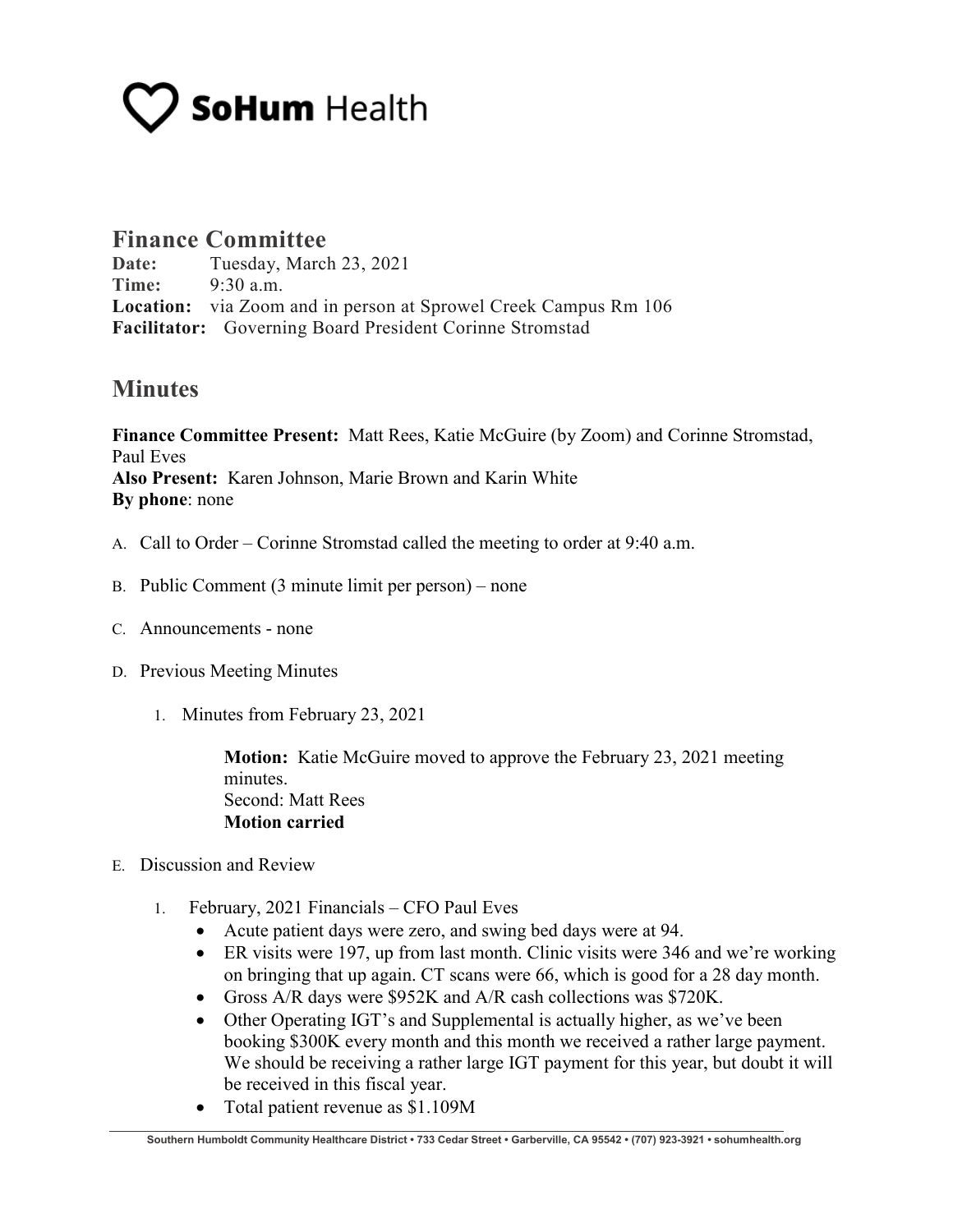# SoHum Health

## Finance Committee

**Date:** Tuesday, March 23, 2021
**Time:** 9:30 a.m.
**Location:** via Zoom and in person at Sprowel Creek Campus Rm 106
**Facilitator:** Governing Board President Corinne Stromstad

## Minutes

**Finance Committee Present:** Matt Rees, Katie McGuire (by Zoom) and Corinne Stromstad, Paul Eves
**Also Present:** Karen Johnson, Marie Brown and Karin White
**By phone**: none

A. Call to Order – Corinne Stromstad called the meeting to order at 9:40 a.m.

B. Public Comment (3 minute limit per person) – none

C. Announcements - none

D. Previous Meeting Minutes

1. Minutes from February 23, 2021

   **Motion:** Katie McGuire moved to approve the February 23, 2021 meeting minutes.
   Second: Matt Rees
   **Motion carried**

E. Discussion and Review

1. February, 2021 Financials – CFO Paul Eves
   - Acute patient days were zero, and swing bed days were at 94.
   - ER visits were 197, up from last month. Clinic visits were 346 and we're working on bringing that up again. CT scans were 66, which is good for a 28 day month.
   - Gross A/R days were $952K and A/R cash collections was $720K.
   - Other Operating IGT's and Supplemental is actually higher, as we've been booking $300K every month and this month we received a rather large payment. We should be receiving a rather large IGT payment for this year, but doubt it will be received in this fiscal year.
   - Total patient revenue as $1.109M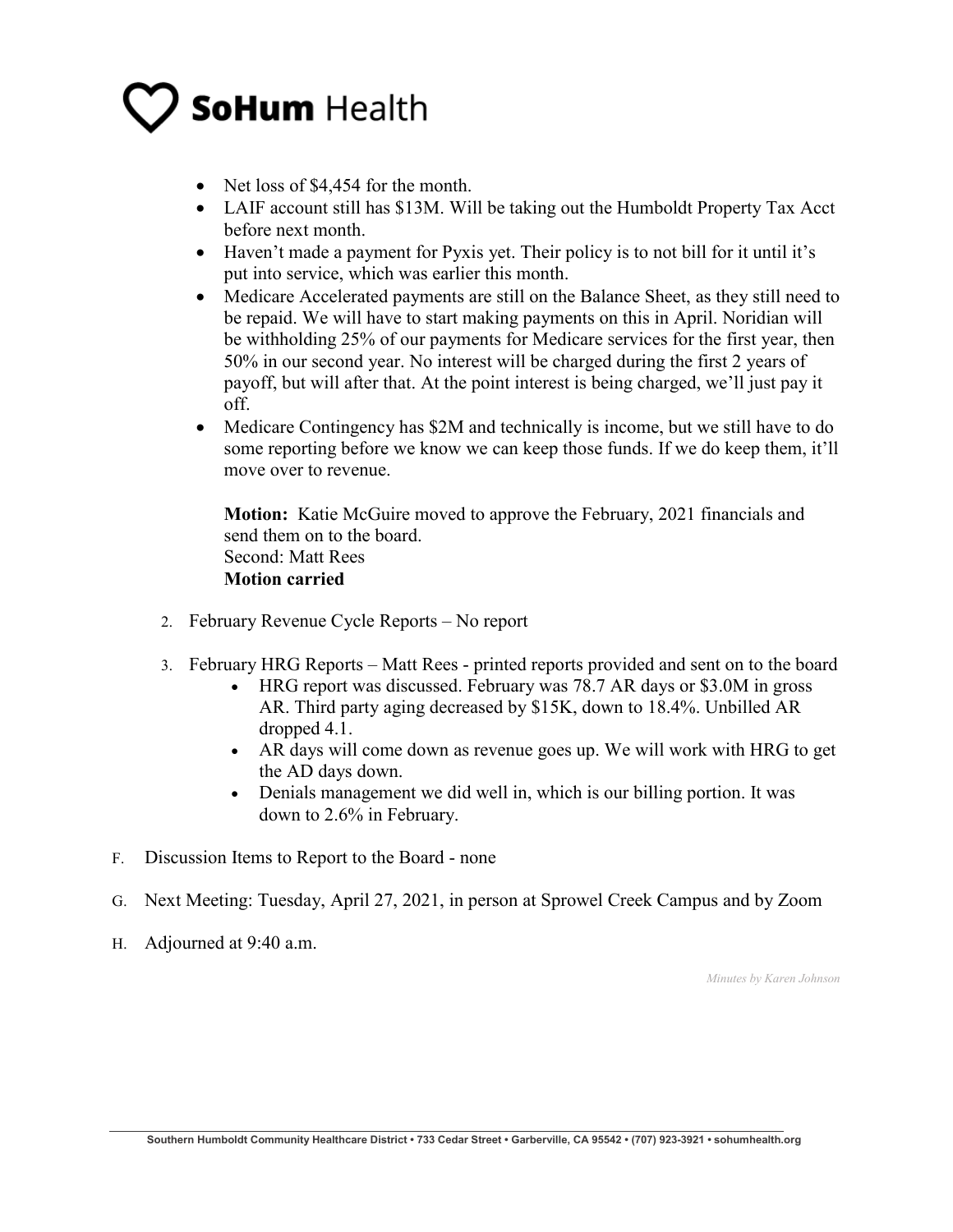- Net loss of $4,454 for the month.
- LAIF account still has $13M. Will be taking out the Humboldt Property Tax Acct before next month.
- Haven't made a payment for Pyxis yet. Their policy is to not bill for it until it's put into service, which was earlier this month.
- Medicare Accelerated payments are still on the Balance Sheet, as they still need to be repaid. We will have to start making payments on this in April. Noridian will be withholding 25% of our payments for Medicare services for the first year, then 50% in our second year. No interest will be charged during the first 2 years of payoff, but will after that. At the point interest is being charged, we'll just pay it off.
- Medicare Contingency has $2M and technically is income, but we still have to do some reporting before we know we can keep those funds. If we do keep them, it'll move over to revenue.

  **Motion:** Katie McGuire moved to approve the February, 2021 financials and send them on to the board.
  Second: Matt Rees
  **Motion carried**

2. February Revenue Cycle Reports – No report

3. February HRG Reports – Matt Rees - printed reports provided and sent on to the board
   - HRG report was discussed. February was 78.7 AR days or $3.0M in gross AR. Third party aging decreased by $15K, down to 18.4%. Unbilled AR dropped 4.1.
   - AR days will come down as revenue goes up. We will work with HRG to get the AD days down.
   - Denials management we did well in, which is our billing portion. It was down to 2.6% in February.

F. Discussion Items to Report to the Board - none

G. Next Meeting: Tuesday, April 27, 2021, in person at Sprowel Creek Campus and by Zoom

H. Adjourned at 9:40 a.m.

*Minutes by Karen Johnson*